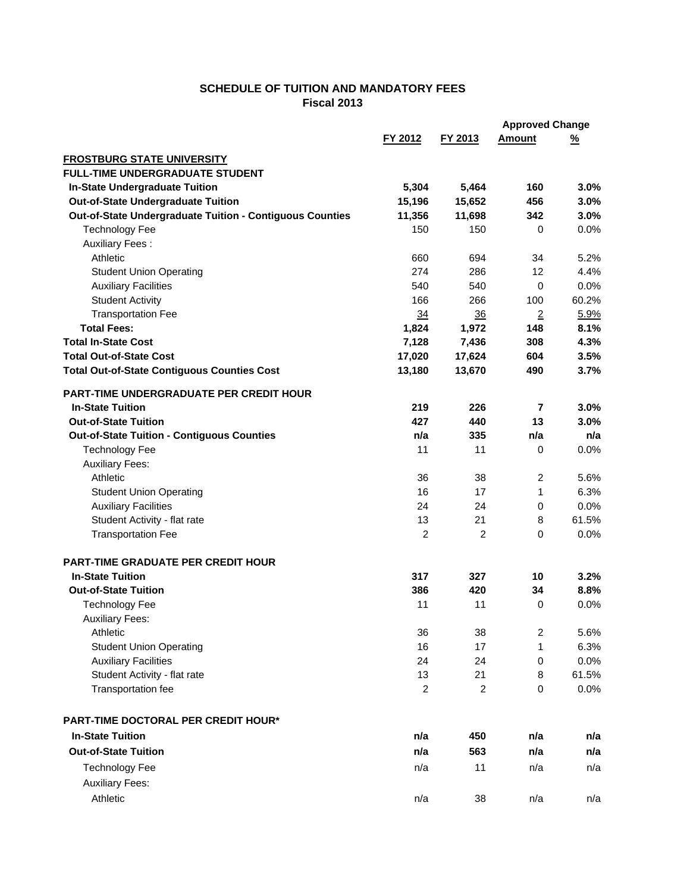## SCHEDULE OF TUITION AND MANDATORY FEES
### Fiscal 2013

| | FY 2012 | FY 2013 | Approved Change Amount | Approved Change % |
|---|---|---|---|---|
| **FROSTBURG STATE UNIVERSITY** | | | | |
| **FULL-TIME UNDERGRADUATE STUDENT** | | | | |
| **In-State Undergraduate Tuition** | **5,304** | **5,464** | **160** | **3.0%** |
| **Out-of-State Undergraduate Tuition** | **15,196** | **15,652** | **456** | **3.0%** |
| **Out-of-State Undergraduate Tuition - Contiguous Counties** | **11,356** | **11,698** | **342** | **3.0%** |
| Technology Fee | 150 | 150 | 0 | 0.0% |
| Auxiliary Fees : | | | | |
| Athletic | 660 | 694 | 34 | 5.2% |
| Student Union Operating | 274 | 286 | 12 | 4.4% |
| Auxiliary Facilities | 540 | 540 | 0 | 0.0% |
| Student Activity | 166 | 266 | 100 | 60.2% |
| Transportation Fee | 34 | 36 | 2 | 5.9% |
| **Total Fees:** | **1,824** | **1,972** | **148** | **8.1%** |
| **Total In-State Cost** | **7,128** | **7,436** | **308** | **4.3%** |
| **Total Out-of-State Cost** | **17,020** | **17,624** | **604** | **3.5%** |
| **Total Out-of-State Contiguous Counties Cost** | **13,180** | **13,670** | **490** | **3.7%** |
| **PART-TIME UNDERGRADUATE PER CREDIT HOUR** | | | | |
| **In-State Tuition** | **219** | **226** | **7** | **3.0%** |
| **Out-of-State Tuition** | **427** | **440** | **13** | **3.0%** |
| **Out-of-State Tuition - Contiguous Counties** | **n/a** | **335** | **n/a** | **n/a** |
| Technology Fee | 11 | 11 | 0 | 0.0% |
| Auxiliary Fees: | | | | |
| Athletic | 36 | 38 | 2 | 5.6% |
| Student Union Operating | 16 | 17 | 1 | 6.3% |
| Auxiliary Facilities | 24 | 24 | 0 | 0.0% |
| Student Activity - flat rate | 13 | 21 | 8 | 61.5% |
| Transportation Fee | 2 | 2 | 0 | 0.0% |
| **PART-TIME GRADUATE PER CREDIT HOUR** | | | | |
| **In-State Tuition** | **317** | **327** | **10** | **3.2%** |
| **Out-of-State Tuition** | **386** | **420** | **34** | **8.8%** |
| Technology Fee | 11 | 11 | 0 | 0.0% |
| Auxiliary Fees: | | | | |
| Athletic | 36 | 38 | 2 | 5.6% |
| Student Union Operating | 16 | 17 | 1 | 6.3% |
| Auxiliary Facilities | 24 | 24 | 0 | 0.0% |
| Student Activity - flat rate | 13 | 21 | 8 | 61.5% |
| Transportation fee | 2 | 2 | 0 | 0.0% |
| **PART-TIME DOCTORAL PER CREDIT HOUR*** | | | | |
| **In-State Tuition** | **n/a** | **450** | **n/a** | **n/a** |
| **Out-of-State Tuition** | **n/a** | **563** | **n/a** | **n/a** |
| Technology Fee | n/a | 11 | n/a | n/a |
| Auxiliary Fees: | | | | |
| Athletic | n/a | 38 | n/a | n/a |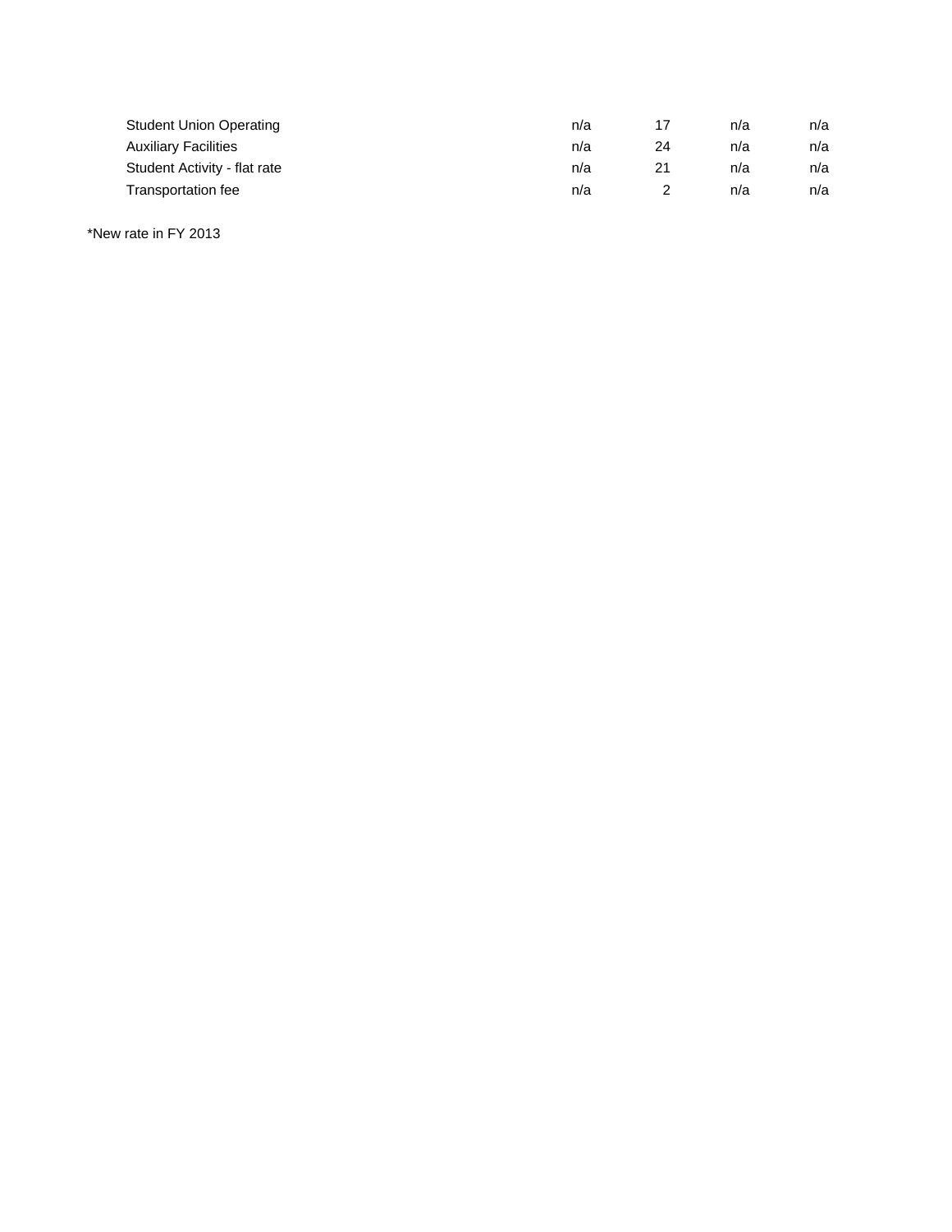| | | | | |
|---|---|---|---|---|
| Student Union Operating | n/a | 17 | n/a | n/a |
| Auxiliary Facilities | n/a | 24 | n/a | n/a |
| Student Activity - flat rate | n/a | 21 | n/a | n/a |
| Transportation fee | n/a | 2 | n/a | n/a |

*New rate in FY 2013